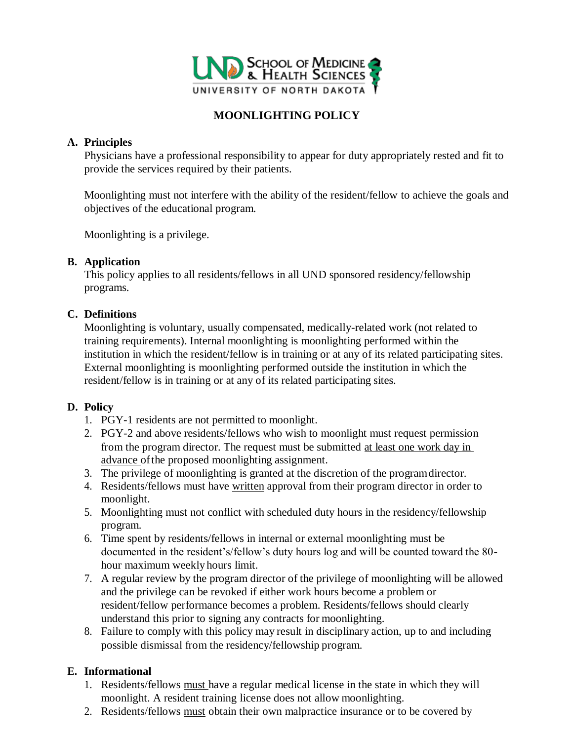# MOONLIGHTING POLICY

## A. Principles

Physicians have a professional responsibility to appear for duty appropriately rested and fit to provide the services required by their patients.

Moonlighting must not interfere with the ability of the resident/fellow to achieve the goals and objectives of the educational program.

Moonlighting is a privilege.

## B. Application

This policy applies to all residents/fellows in all UND sponsored residency/fellowship programs.

## C. Definitions

Moonlighting is voluntary, usually compensated, medically-related work (not related to training requirements). Internal moonlighting is moonlighting performed within the institution in which the resident/fellow is in training or at any of its related participating sites. External moonlighting is moonlighting performed outside the institution in which the resident/fellow is in training or at any of its related participating sites.

## D. Policy

1. PGY-1 residents are not permitted to moonlight.
2. PGY-2 and above residents/fellows who wish to moonlight must request permission from the program director. The request must be submitted <u>at least one work day in advance</u> of the proposed moonlighting assignment.
3. The privilege of moonlighting is granted at the discretion of the program director.
4. Residents/fellows must have <u>written</u> approval from their program director in order to moonlight.
5. Moonlighting must not conflict with scheduled duty hours in the residency/fellowship program.
6. Time spent by residents/fellows in internal or external moonlighting must be documented in the resident's/fellow's duty hours log and will be counted toward the 80-hour maximum weekly hours limit.
7. A regular review by the program director of the privilege of moonlighting will be allowed and the privilege can be revoked if either work hours become a problem or resident/fellow performance becomes a problem. Residents/fellows should clearly understand this prior to signing any contracts for moonlighting.
8. Failure to comply with this policy may result in disciplinary action, up to and including possible dismissal from the residency/fellowship program.

## E. Informational

1. Residents/fellows <u>must</u> have a regular medical license in the state in which they will moonlight. A resident training license does not allow moonlighting.
2. Residents/fellows <u>must</u> obtain their own malpractice insurance or to be covered by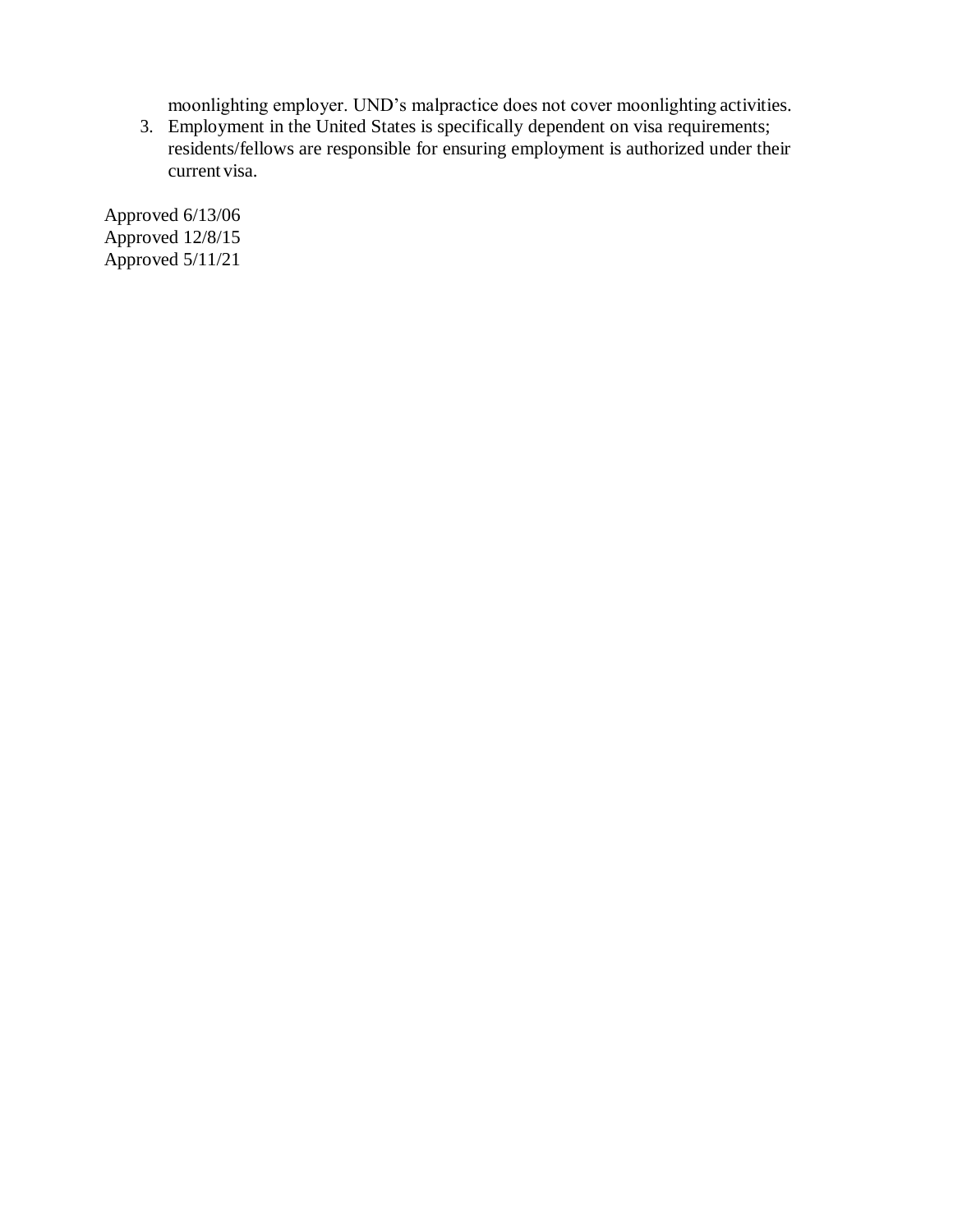moonlighting employer. UND's malpractice does not cover moonlighting activities.

3. Employment in the United States is specifically dependent on visa requirements; residents/fellows are responsible for ensuring employment is authorized under their current visa.

Approved 6/13/06
Approved 12/8/15
Approved 5/11/21